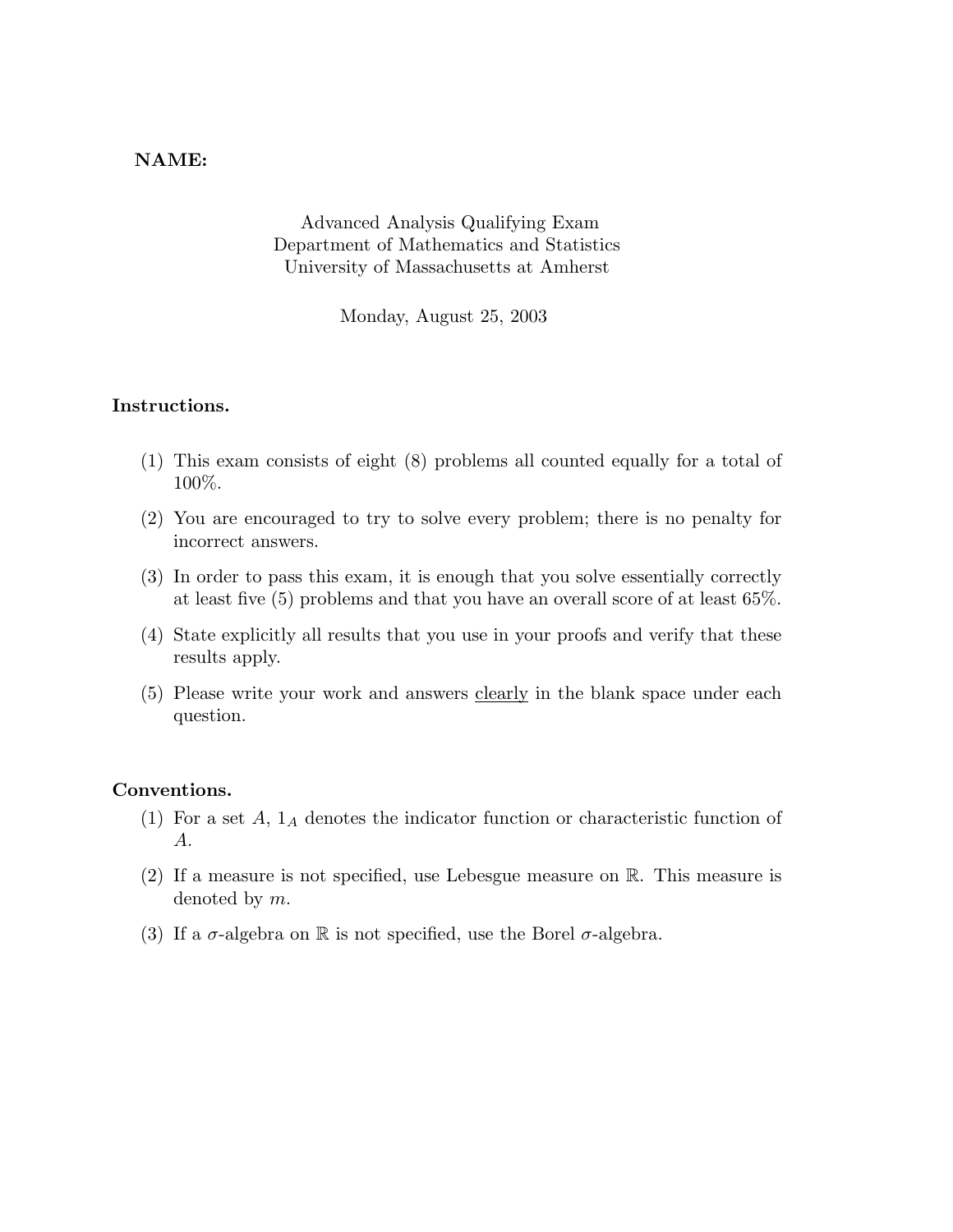**NAME:**

Advanced Analysis Qualifying Exam
Department of Mathematics and Statistics
University of Massachusetts at Amherst

Monday, August 25, 2003

**Instructions.**

(1) This exam consists of eight (8) problems all counted equally for a total of 100%.

(2) You are encouraged to try to solve every problem; there is no penalty for incorrect answers.

(3) In order to pass this exam, it is enough that you solve essentially correctly at least five (5) problems and that you have an overall score of at least 65%.

(4) State explicitly all results that you use in your proofs and verify that these results apply.

(5) Please write your work and answers <u>clearly</u> in the blank space under each question.

**Conventions.**

(1) For a set $A$, $1_A$ denotes the indicator function or characteristic function of $A$.

(2) If a measure is not specified, use Lebesgue measure on $\mathbb{R}$. This measure is denoted by $m$.

(3) If a $\sigma$-algebra on $\mathbb{R}$ is not specified, use the Borel $\sigma$-algebra.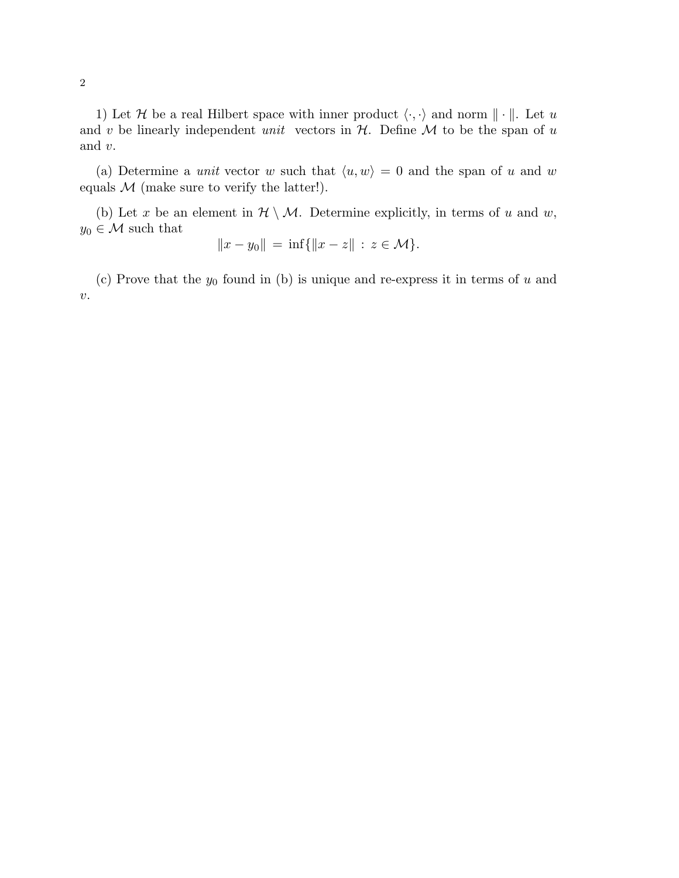1) Let $\mathcal{H}$ be a real Hilbert space with inner product $\langle \cdot, \cdot \rangle$ and norm $\| \cdot \|$. Let $u$ and $v$ be linearly independent *unit* vectors in $\mathcal{H}$. Define $\mathcal{M}$ to be the span of $u$ and $v$.

(a) Determine a *unit* vector $w$ such that $\langle u, w \rangle = 0$ and the span of $u$ and $w$ equals $\mathcal{M}$ (make sure to verify the latter!).

(b) Let $x$ be an element in $\mathcal{H} \setminus \mathcal{M}$. Determine explicitly, in terms of $u$ and $w$, $y_0 \in \mathcal{M}$ such that

$$\|x - y_0\| = \inf\{\|x - z\| : z \in \mathcal{M}\}.$$

(c) Prove that the $y_0$ found in (b) is unique and re-express it in terms of $u$ and $v$.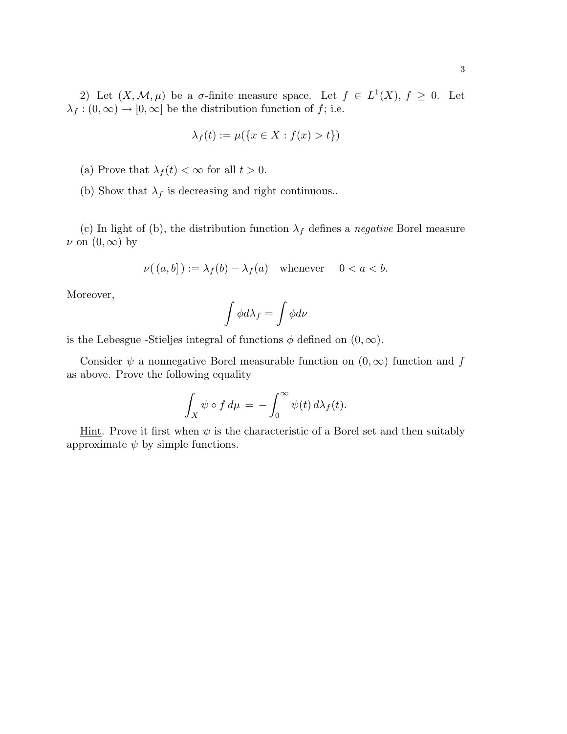2) Let $(X, \mathcal{M}, \mu)$ be a $\sigma$-finite measure space. Let $f \in L^1(X)$, $f \geq 0$. Let $\lambda_f : (0, \infty) \to [0, \infty]$ be the distribution function of $f$; i.e.

$$\lambda_f(t) := \mu(\{x \in X : f(x) > t\})$$

(a) Prove that $\lambda_f(t) < \infty$ for all $t > 0$.

(b) Show that $\lambda_f$ is decreasing and right continuous..

(c) In light of (b), the distribution function $\lambda_f$ defines a *negative* Borel measure $\nu$ on $(0, \infty)$ by

$$\nu(\,(a, b]\,) := \lambda_f(b) - \lambda_f(a) \quad \text{whenever} \quad 0 < a < b.$$

Moreover,

$$\int \phi d\lambda_f = \int \phi d\nu$$

is the Lebesgue -Stieljes integral of functions $\phi$ defined on $(0, \infty)$.

Consider $\psi$ a nonnegative Borel measurable function on $(0, \infty)$ function and $f$ as above. Prove the following equality

$$\int_X \psi \circ f \, d\mu \;=\; -\int_0^\infty \psi(t) \, d\lambda_f(t).$$

Hint. Prove it first when $\psi$ is the characteristic of a Borel set and then suitably approximate $\psi$ by simple functions.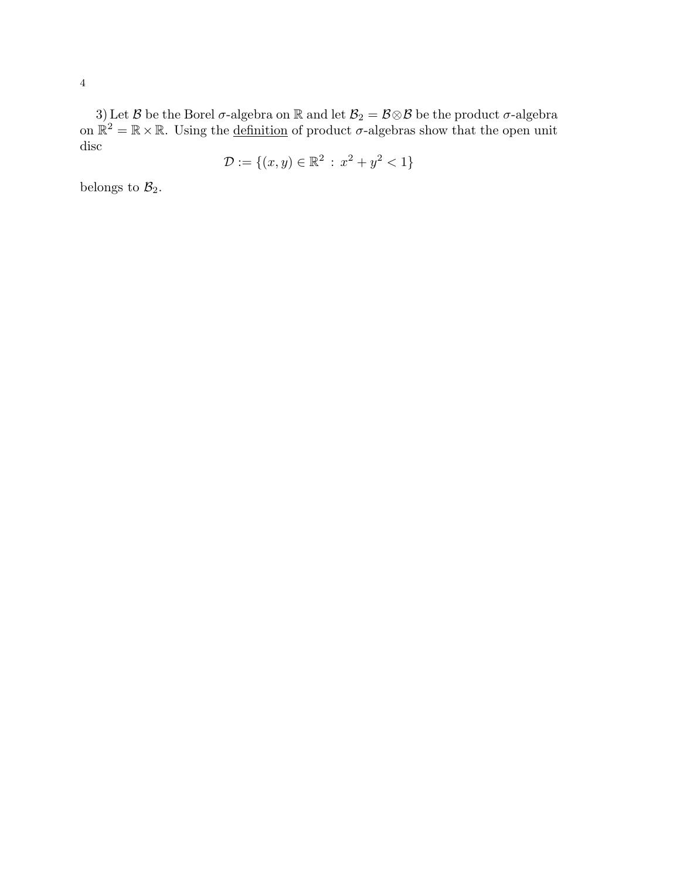3) Let $\mathcal{B}$ be the Borel $\sigma$-algebra on $\mathbb{R}$ and let $\mathcal{B}_2 = \mathcal{B} \otimes \mathcal{B}$ be the product $\sigma$-algebra on $\mathbb{R}^2 = \mathbb{R} \times \mathbb{R}$. Using the <u>definition</u> of product $\sigma$-algebras show that the open unit disc

$$\mathcal{D} := \{(x, y) \in \mathbb{R}^2 \, : \, x^2 + y^2 < 1\}$$

belongs to $\mathcal{B}_2$.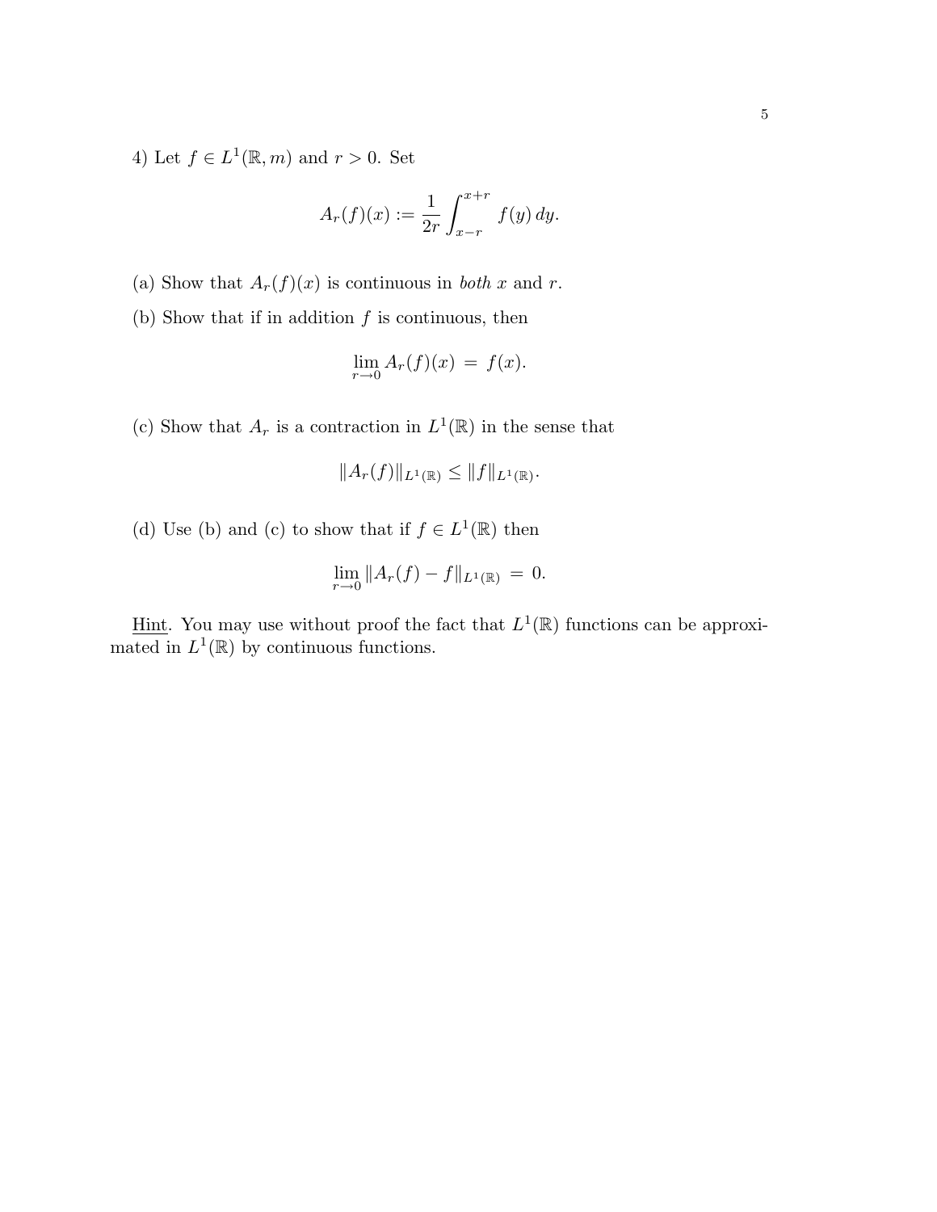4) Let $f \in L^1(\mathbb{R}, m)$ and $r > 0$. Set

$$A_r(f)(x) := \frac{1}{2r} \int_{x-r}^{x+r} f(y)\, dy.$$

(a) Show that $A_r(f)(x)$ is continuous in *both* $x$ and $r$.

(b) Show that if in addition $f$ is continuous, then

$$\lim_{r \to 0} A_r(f)(x) \;=\; f(x).$$

(c) Show that $A_r$ is a contraction in $L^1(\mathbb{R})$ in the sense that

$$\|A_r(f)\|_{L^1(\mathbb{R})} \leq \|f\|_{L^1(\mathbb{R})}.$$

(d) Use (b) and (c) to show that if $f \in L^1(\mathbb{R})$ then

$$\lim_{r \to 0} \|A_r(f) - f\|_{L^1(\mathbb{R})} \;=\; 0.$$

Hint. You may use without proof the fact that $L^1(\mathbb{R})$ functions can be approximated in $L^1(\mathbb{R})$ by continuous functions.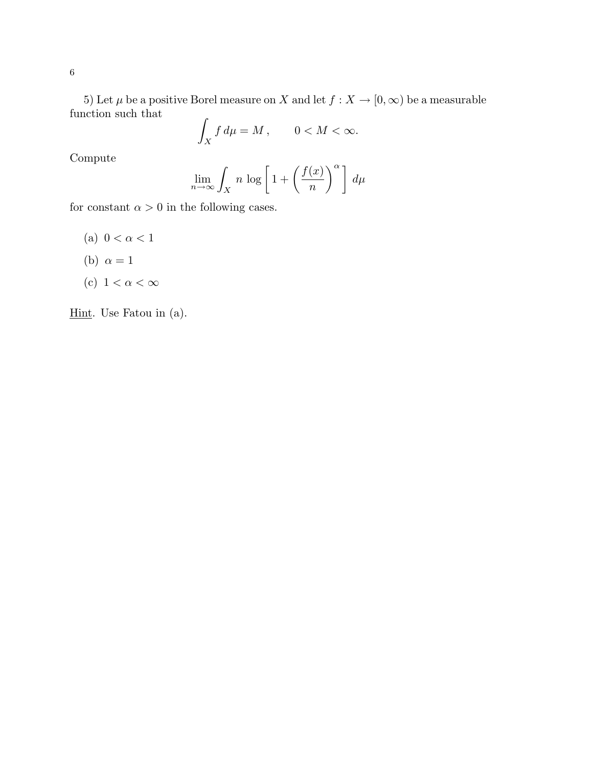5) Let $\mu$ be a positive Borel measure on $X$ and let $f : X \to [0, \infty)$ be a measurable function such that

$$\int_X f \, d\mu = M \,, \qquad 0 < M < \infty.$$

Compute

$$\lim_{n \to \infty} \int_X n \, \log \left[ 1 + \left( \frac{f(x)}{n} \right)^{\alpha} \right] \, d\mu$$

for constant $\alpha > 0$ in the following cases.

(a) $0 < \alpha < 1$

(b) $\alpha = 1$

(c) $1 < \alpha < \infty$

<u>Hint</u>. Use Fatou in (a).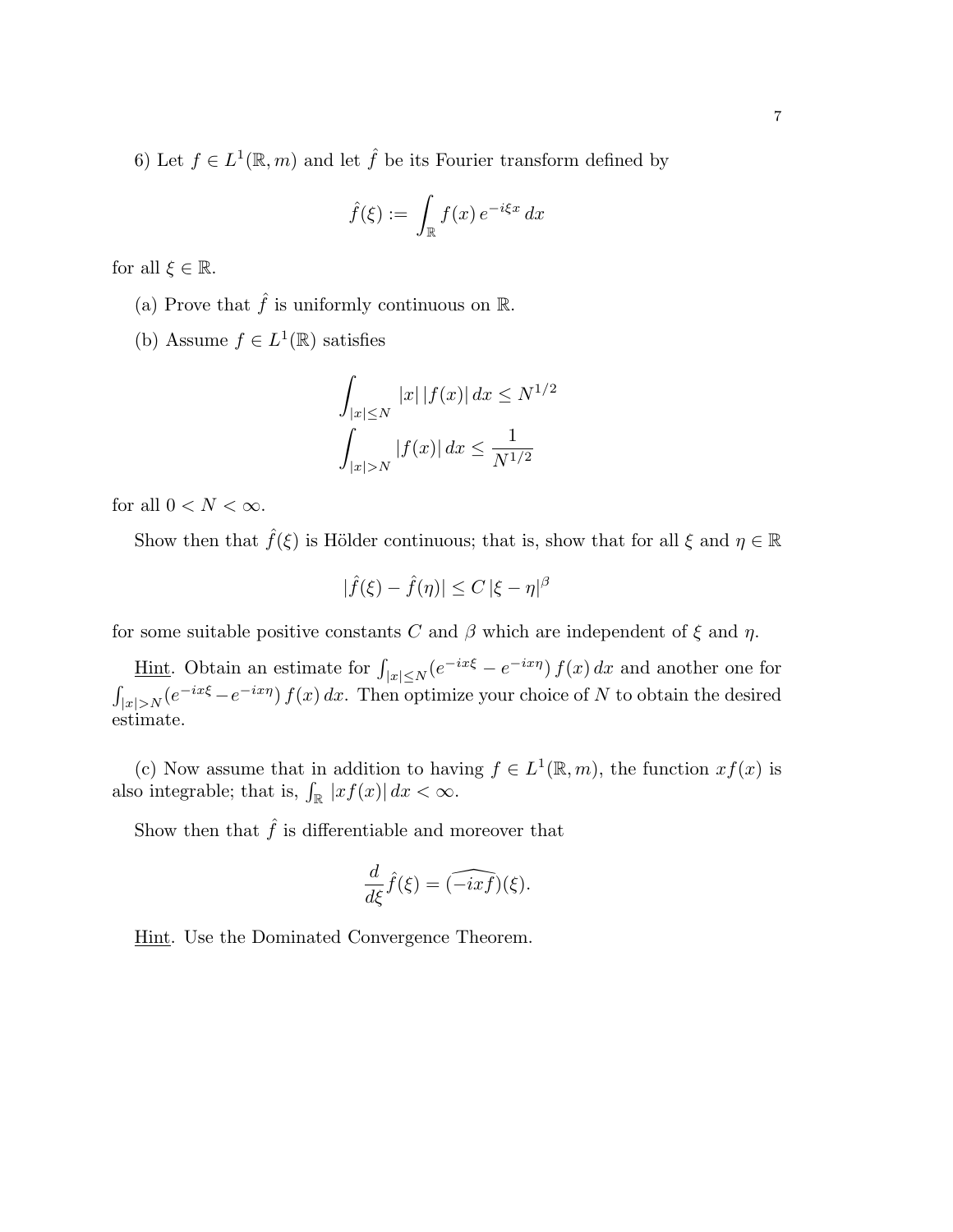6) Let $f \in L^1(\mathbb{R}, m)$ and let $\hat{f}$ be its Fourier transform defined by

$$\hat{f}(\xi) := \int_{\mathbb{R}} f(x)\, e^{-i\xi x}\, dx$$

for all $\xi \in \mathbb{R}$.

(a) Prove that $\hat{f}$ is uniformly continuous on $\mathbb{R}$.

(b) Assume $f \in L^1(\mathbb{R})$ satisfies

$$\int_{|x| \leq N} |x|\, |f(x)|\, dx \leq N^{1/2}$$
$$\int_{|x| > N} |f(x)|\, dx \leq \frac{1}{N^{1/2}}$$

for all $0 < N < \infty$.

Show then that $\hat{f}(\xi)$ is Hölder continuous; that is, show that for all $\xi$ and $\eta \in \mathbb{R}$

$$|\hat{f}(\xi) - \hat{f}(\eta)| \leq C\, |\xi - \eta|^{\beta}$$

for some suitable positive constants $C$ and $\beta$ which are independent of $\xi$ and $\eta$.

Hint. Obtain an estimate for $\int_{|x| \leq N} (e^{-ix\xi} - e^{-ix\eta})\, f(x)\, dx$ and another one for $\int_{|x|>N} (e^{-ix\xi} - e^{-ix\eta})\, f(x)\, dx$. Then optimize your choice of $N$ to obtain the desired estimate.

(c) Now assume that in addition to having $f \in L^1(\mathbb{R}, m)$, the function $x f(x)$ is also integrable; that is, $\int_{\mathbb{R}} |x f(x)|\, dx < \infty$.

Show then that $\hat{f}$ is differentiable and moreover that

$$\frac{d}{d\xi} \hat{f}(\xi) = \widehat{(-ixf)}(\xi).$$

Hint. Use the Dominated Convergence Theorem.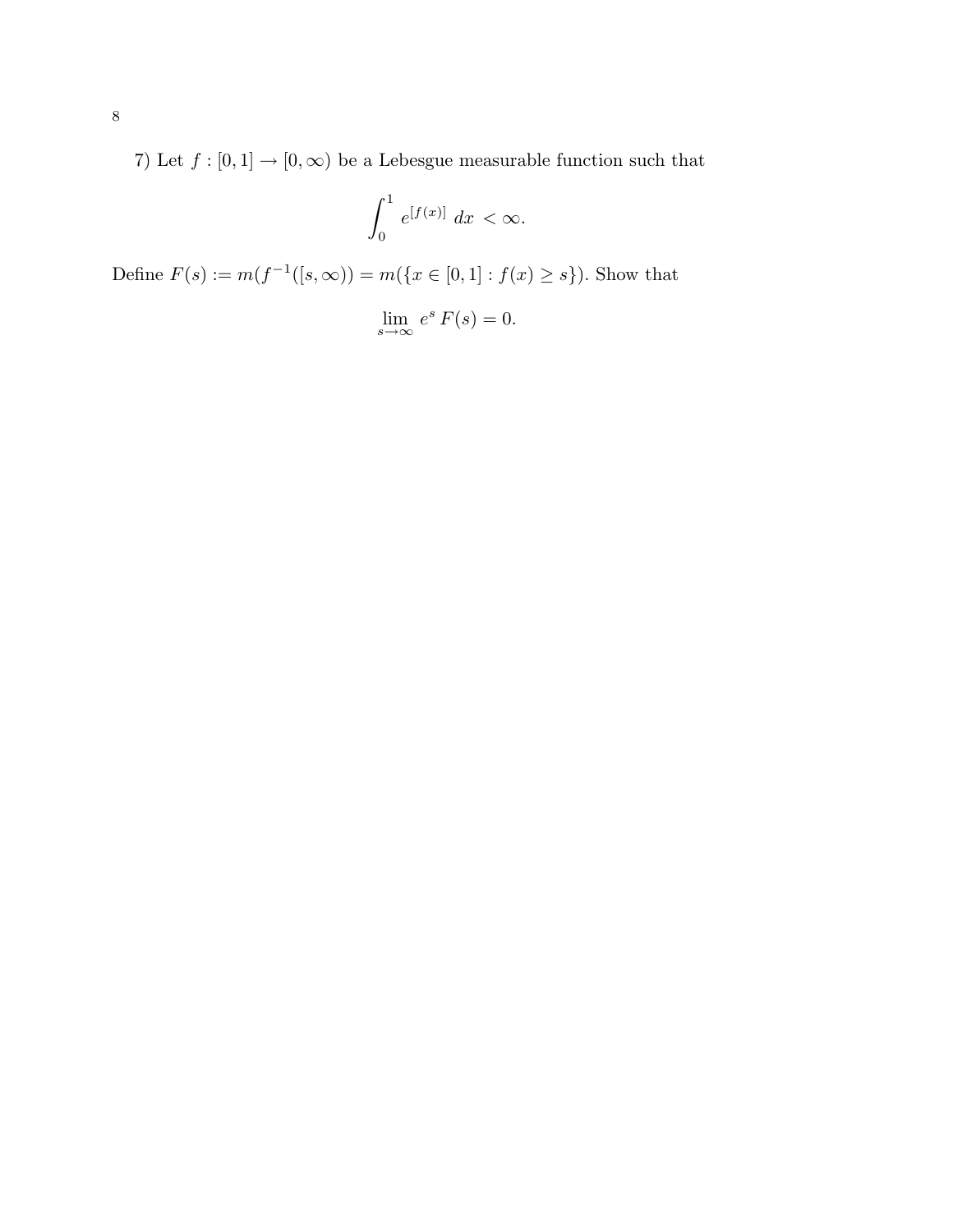7) Let $f : [0, 1] \to [0, \infty)$ be a Lebesgue measurable function such that

$$\int_0^1 e^{[f(x)]}\, dx < \infty.$$

Define $F(s) := m(f^{-1}([s, \infty)) = m(\{x \in [0, 1] : f(x) \geq s\})$. Show that

$$\lim_{s \to \infty} e^s\, F(s) = 0.$$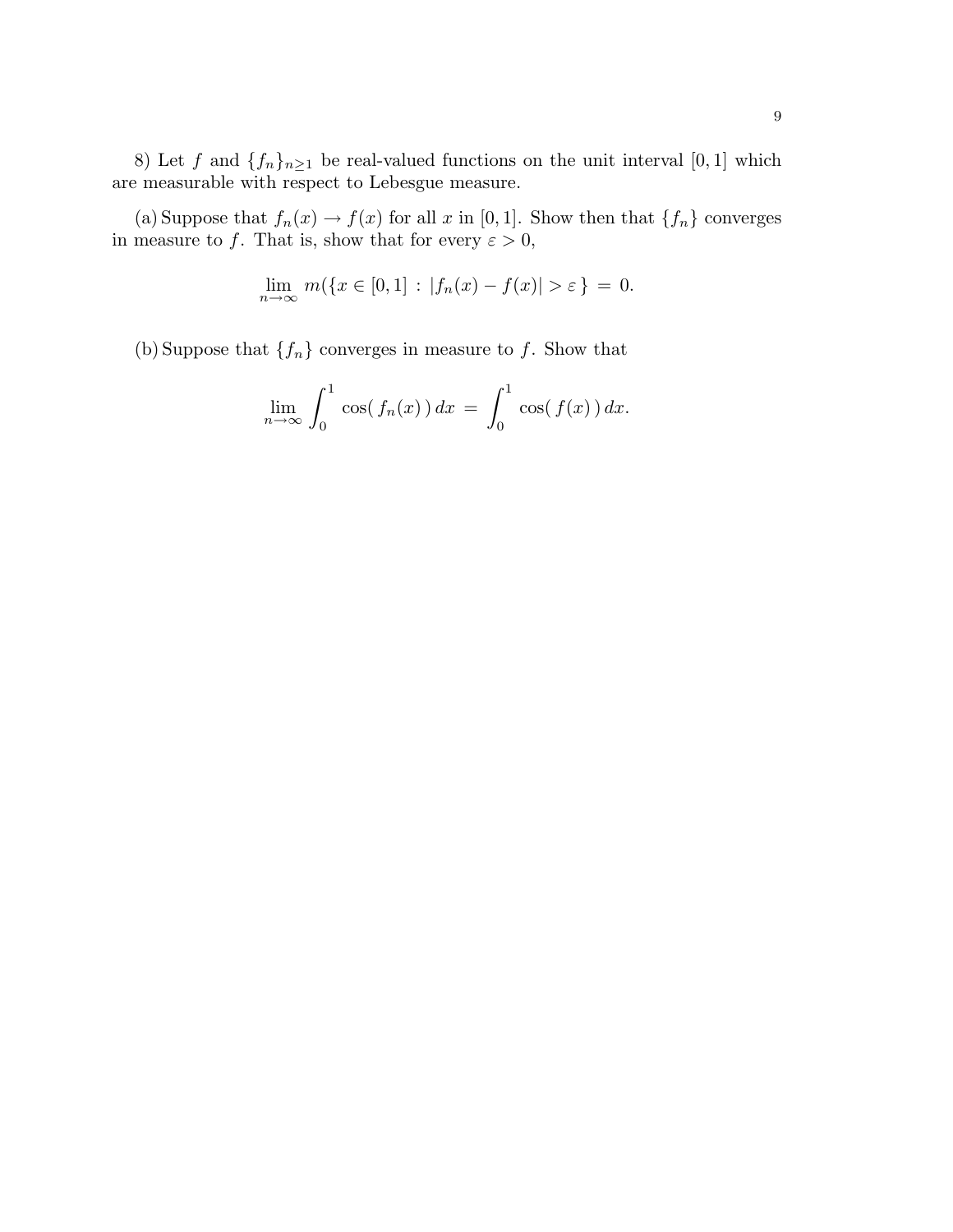8) Let $f$ and $\{f_n\}_{n\geq 1}$ be real-valued functions on the unit interval $[0,1]$ which are measurable with respect to Lebesgue measure.

(a) Suppose that $f_n(x) \to f(x)$ for all $x$ in $[0,1]$. Show then that $\{f_n\}$ converges in measure to $f$. That is, show that for every $\varepsilon > 0$,

$$\lim_{n\to\infty} m(\{x \in [0,1] \,:\, |f_n(x) - f(x)| > \varepsilon\}) \;=\; 0.$$

(b) Suppose that $\{f_n\}$ converges in measure to $f$. Show that

$$\lim_{n\to\infty} \int_0^1 \cos(\, f_n(x)\,)\, dx \;=\; \int_0^1 \cos(\, f(x)\,)\, dx.$$